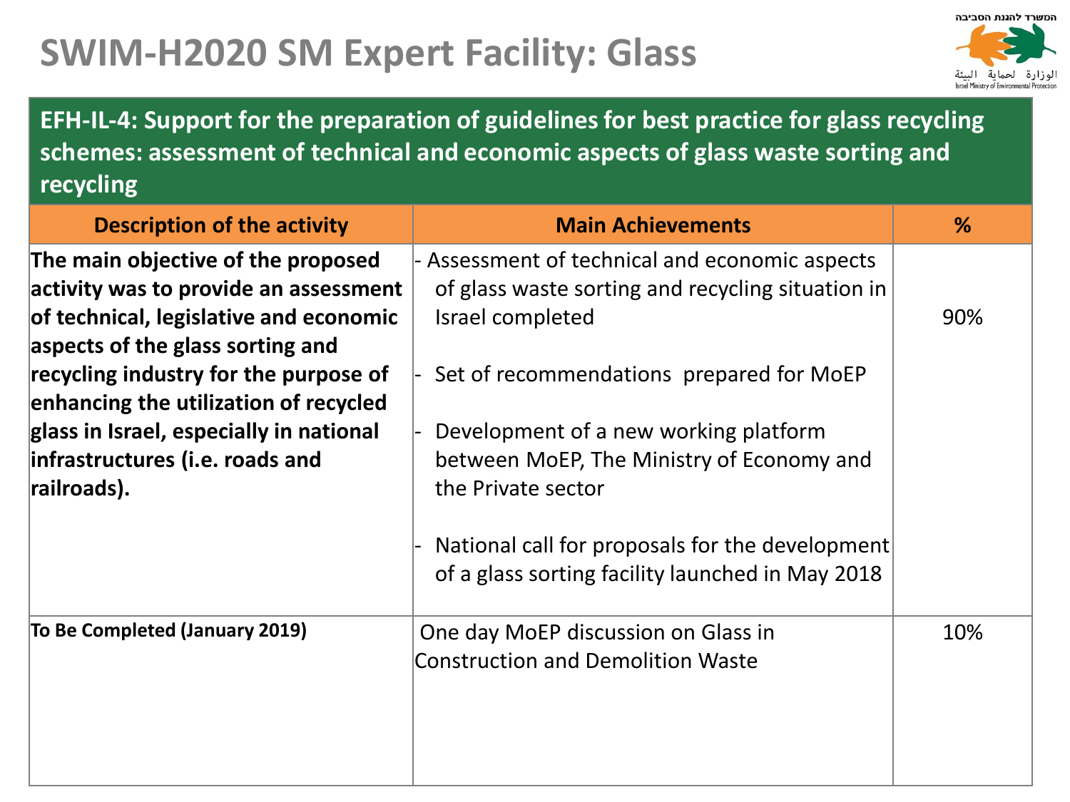# SWIM-H2020 SM Expert Facility: Glass

## EFH-IL-4: Support for the preparation of guidelines for best practice for glass recycling schemes: assessment of technical and economic aspects of glass waste sorting and recycling

| Description of the activity | Main Achievements | % |
|---|---|---|
| **The main objective of the proposed activity was to provide an assessment of technical, legislative and economic aspects of the glass sorting and recycling industry for the purpose of enhancing the utilization of recycled glass in Israel, especially in national infrastructures (i.e. roads and railroads).** | - Assessment of technical and economic aspects of glass waste sorting and recycling situation in Israel completed<br><br>- Set of recommendations prepared for MoEP<br><br>- Development of a new working platform between MoEP, The Ministry of Economy and the Private sector<br><br>- National call for proposals for the development of a glass sorting facility launched in May 2018 | 90% |
| **To Be Completed (January 2019)** | One day MoEP discussion on Glass in Construction and Demolition Waste | 10% |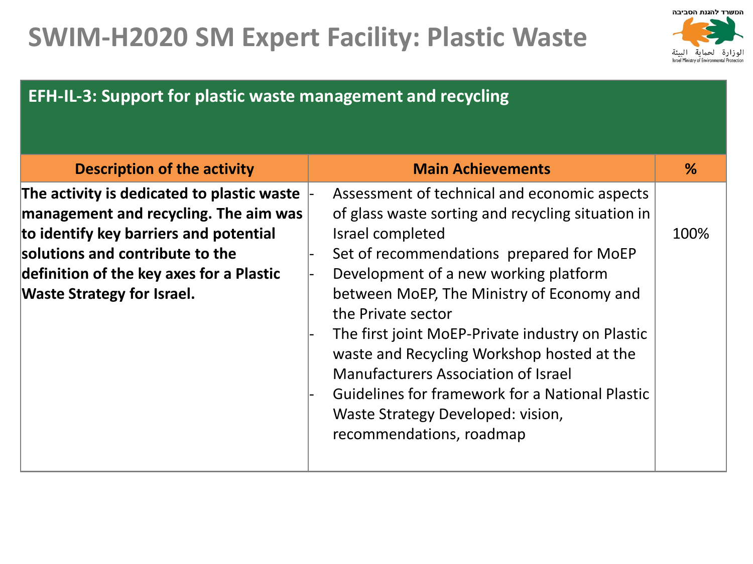# SWIM-H2020 SM Expert Facility: Plastic Waste

המשרד להגנת הסביבה
الوزارة لحماية البيئة
Israel Ministry of Environmental Protection

| EFH-IL-3: Support for plastic waste management and recycling | | |
|---|---|---|
| **Description of the activity** | **Main Achievements** | **%** |
| **The activity is dedicated to plastic waste management and recycling. The aim was to identify key barriers and potential solutions and contribute to the definition of the key axes for a Plastic Waste Strategy for Israel.** | - Assessment of technical and economic aspects of glass waste sorting and recycling situation in Israel completed<br>- Set of recommendations prepared for MoEP<br>- Development of a new working platform between MoEP, The Ministry of Economy and the Private sector<br>- The first joint MoEP-Private industry on Plastic waste and Recycling Workshop hosted at the Manufacturers Association of Israel<br>- Guidelines for framework for a National Plastic Waste Strategy Developed: vision, recommendations, roadmap | 100% |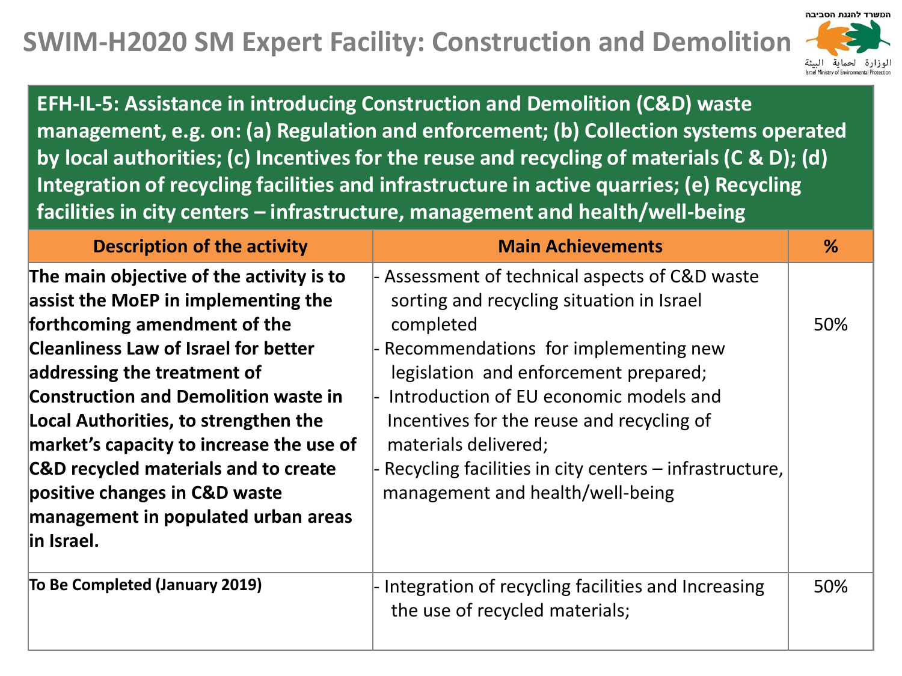# SWIM-H2020 SM Expert Facility: Construction and Demolition

המשרד להגנת הסביבה
الوزارة لحماية البيئة
Israel Ministry of Environmental Protection

**EFH-IL-5: Assistance in introducing Construction and Demolition (C&D) waste management, e.g. on: (a) Regulation and enforcement; (b) Collection systems operated by local authorities; (c) Incentives for the reuse and recycling of materials (C & D); (d) Integration of recycling facilities and infrastructure in active quarries; (e) Recycling facilities in city centers – infrastructure, management and health/well-being**

| Description of the activity | Main Achievements | % |
|---|---|---|
| **The main objective of the activity is to assist the MoEP in implementing the forthcoming amendment of the Cleanliness Law of Israel for better addressing the treatment of Construction and Demolition waste in Local Authorities, to strengthen the market's capacity to increase the use of C&D recycled materials and to create positive changes in C&D waste management in populated urban areas in Israel.** | - Assessment of technical aspects of C&D waste sorting and recycling situation in Israel completed<br>- Recommendations for implementing new legislation and enforcement prepared;<br>- Introduction of EU economic models and Incentives for the reuse and recycling of materials delivered;<br>- Recycling facilities in city centers – infrastructure, management and health/well-being | 50% |
| **To Be Completed (January 2019)** | - Integration of recycling facilities and Increasing the use of recycled materials; | 50% |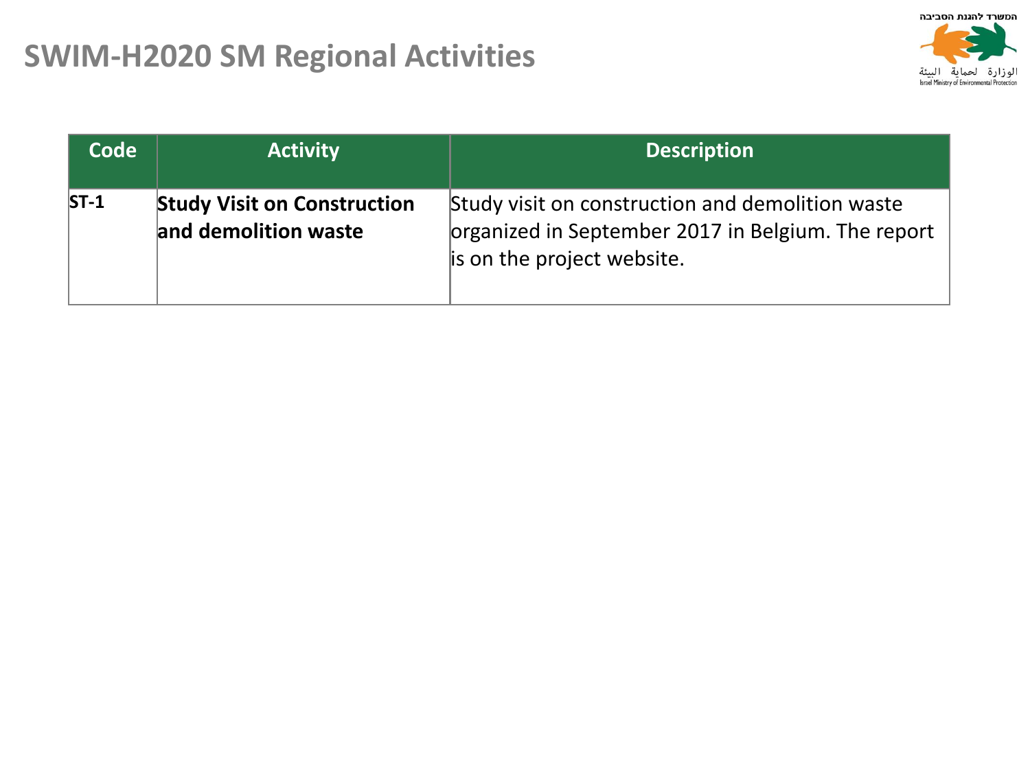# SWIM-H2020 SM Regional Activities

| Code | Activity | Description |
|---|---|---|
| **ST-1** | **Study Visit on Construction and demolition waste** | Study visit on construction and demolition waste organized in September 2017 in Belgium. The report is on the project website. |